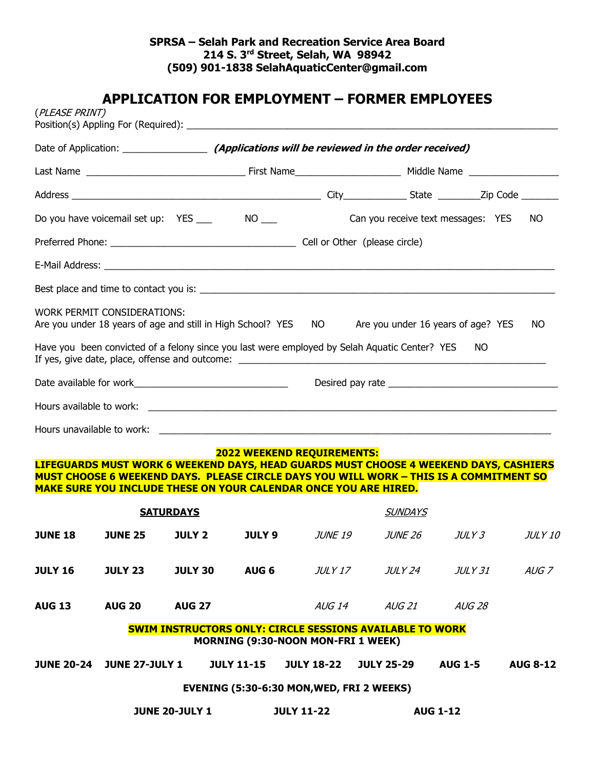**SPRSA – Selah Park and Recreation Service Area Board**
**214 S. 3rd Street, Selah, WA 98942**
**(509) 901-1838 SelahAquaticCenter@gmail.com**

# APPLICATION FOR EMPLOYMENT – FORMER EMPLOYEES

(*PLEASE PRINT*)

Position(s) Appling For (Required): ___________________________________________________________

Date of Application: _______________ ***(Applications will be reviewed in the order received)***

Last Name _____________________________ First Name___________________ Middle Name ________________

Address _____________________________________________ City___________ State ________Zip Code _______

Do you have voicemail set up: YES ___ NO ___ Can you receive text messages: YES NO

Preferred Phone: _________________________________ Cell or Other (please circle)

E-Mail Address: ____________________________________________________________________________

Best place and time to contact you is: __________________________________________________________

WORK PERMIT CONSIDERATIONS:
Are you under 18 years of age and still in High School? YES NO Are you under 16 years of age? YES NO

Have you been convicted of a felony since you last were employed by Selah Aquatic Center? YES NO
If yes, give date, place, offense and outcome: ______________________________________________________

Date available for work____________________________ Desired pay rate ______________________________

Hours available to work: ____________________________________________________________________

Hours unavailable to work: __________________________________________________________________

**2022 WEEKEND REQUIREMENTS:**
**LIFEGUARDS MUST WORK 6 WEEKEND DAYS, HEAD GUARDS MUST CHOOSE 4 WEEKEND DAYS, CASHIERS MUST CHOOSE 6 WEEKEND DAYS. PLEASE CIRCLE DAYS YOU WILL WORK – THIS IS A COMMITMENT SO MAKE SURE YOU INCLUDE THESE ON YOUR CALENDAR ONCE YOU ARE HIRED.**

| **SATURDAYS** | | | | *SUNDAYS* | | | |
|---|---|---|---|---|---|---|---|
| **JUNE 18** | **JUNE 25** | **JULY 2** | **JULY 9** | *JUNE 19* | *JUNE 26* | *JULY 3* | *JULY 10* |
| **JULY 16** | **JULY 23** | **JULY 30** | **AUG 6** | *JULY 17* | *JULY 24* | *JULY 31* | *AUG 7* |
| **AUG 13** | **AUG 20** | **AUG 27** | | *AUG 14* | *AUG 21* | *AUG 28* | |

**SWIM INSTRUCTORS ONLY: CIRCLE SESSIONS AVAILABLE TO WORK**
**MORNING (9:30-NOON MON-FRI 1 WEEK)**

**JUNE 20-24  JUNE 27-JULY 1  JULY 11-15  JULY 18-22  JULY 25-29  AUG 1-5  AUG 8-12**

**EVENING (5:30-6:30 MON,WED, FRI 2 WEEKS)**

**JUNE 20-JULY 1  JULY 11-22  AUG 1-12**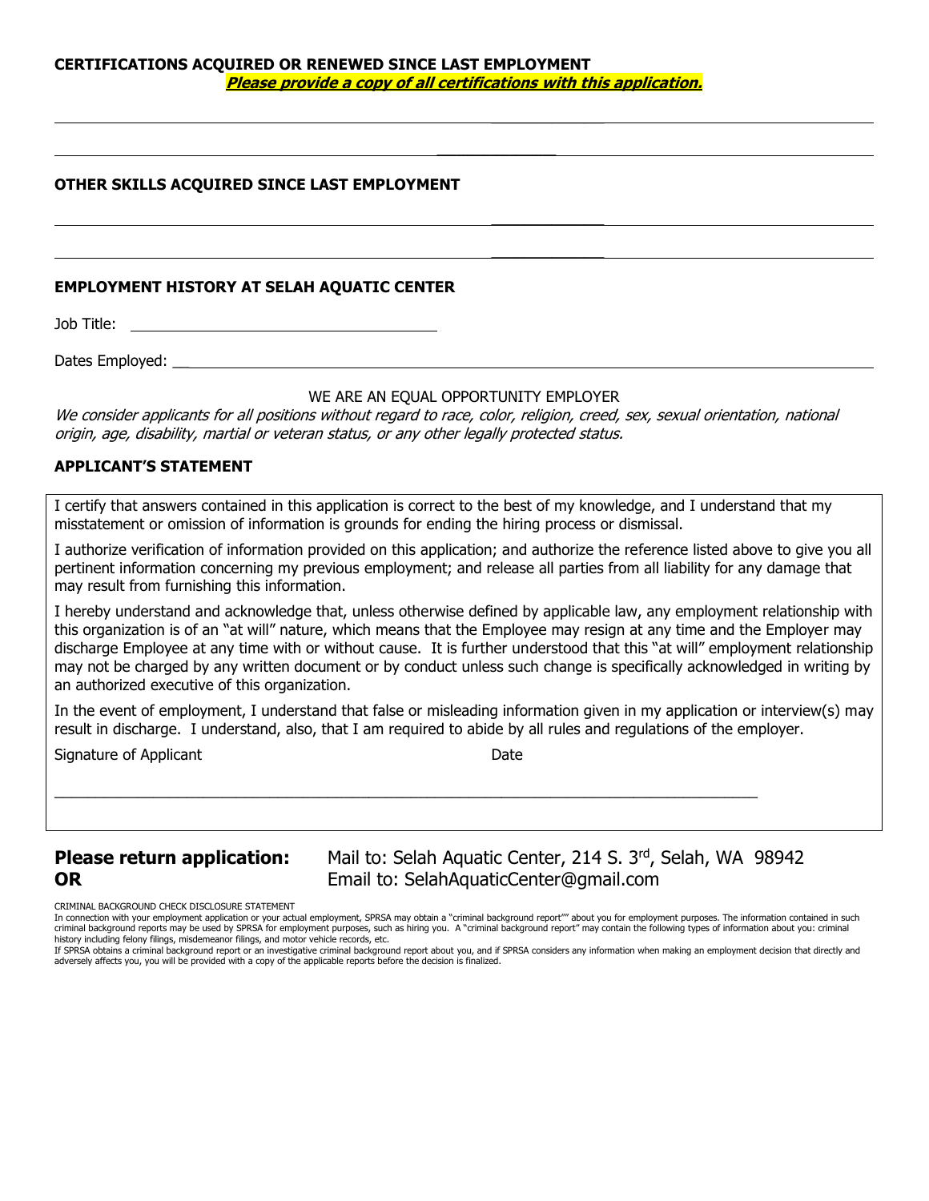**CERTIFICATIONS ACQUIRED OR RENEWED SINCE LAST EMPLOYMENT**

***Please provide a copy of all certifications with this application.***

______________________________________________________________________________

______________________________________________________________________________

**OTHER SKILLS ACQUIRED SINCE LAST EMPLOYMENT**

______________________________________________________________________________

______________________________________________________________________________

**EMPLOYMENT HISTORY AT SELAH AQUATIC CENTER**

Job Title: ______________________________

Dates Employed: ______________________________________________________________

WE ARE AN EQUAL OPPORTUNITY EMPLOYER

*We consider applicants for all positions without regard to race, color, religion, creed, sex, sexual orientation, national origin, age, disability, martial or veteran status, or any other legally protected status.*

**APPLICANT'S STATEMENT**

I certify that answers contained in this application is correct to the best of my knowledge, and I understand that my misstatement or omission of information is grounds for ending the hiring process or dismissal.

I authorize verification of information provided on this application; and authorize the reference listed above to give you all pertinent information concerning my previous employment; and release all parties from all liability for any damage that may result from furnishing this information.

I hereby understand and acknowledge that, unless otherwise defined by applicable law, any employment relationship with this organization is of an "at will" nature, which means that the Employee may resign at any time and the Employer may discharge Employee at any time with or without cause. It is further understood that this "at will" employment relationship may not be charged by any written document or by conduct unless such change is specifically acknowledged in writing by an authorized executive of this organization.

In the event of employment, I understand that false or misleading information given in my application or interview(s) may result in discharge. I understand, also, that I am required to abide by all rules and regulations of the employer.

Signature of Applicant                                        Date

______________________________________________________________________________

**Please return application:** Mail to: Selah Aquatic Center, 214 S. 3rd, Selah, WA 98942

**OR** Email to: SelahAquaticCenter@gmail.com

CRIMINAL BACKGROUND CHECK DISCLOSURE STATEMENT

In connection with your employment application or your actual employment, SPRSA may obtain a "criminal background report"" about you for employment purposes. The information contained in such criminal background reports may be used by SPRSA for employment purposes, such as hiring you. A "criminal background report" may contain the following types of information about you: criminal history including felony filings, misdemeanor filings, and motor vehicle records, etc.

If SPRSA obtains a criminal background report or an investigative criminal background report about you, and if SPRSA considers any information when making an employment decision that directly and adversely affects you, you will be provided with a copy of the applicable reports before the decision is finalized.